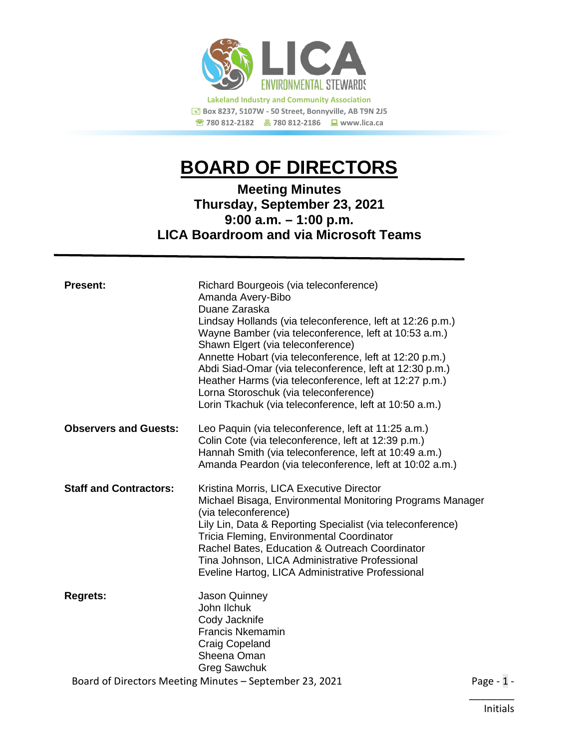Lakeland Industry and Community Association
Box 8237, 5107W - 50 Street, Bonnyville, AB T9N 2J5
780 812-2182 780 812-2186 www.lica.ca

# BOARD OF DIRECTORS

**Meeting Minutes**
**Thursday, September 23, 2021**
**9:00 a.m. – 1:00 p.m.**
**LICA Boardroom and via Microsoft Teams**

---

**Present:**
Richard Bourgeois (via teleconference)
Amanda Avery-Bibo
Duane Zaraska
Lindsay Hollands (via teleconference, left at 12:26 p.m.)
Wayne Bamber (via teleconference, left at 10:53 a.m.)
Shawn Elgert (via teleconference)
Annette Hobart (via teleconference, left at 12:20 p.m.)
Abdi Siad-Omar (via teleconference, left at 12:30 p.m.)
Heather Harms (via teleconference, left at 12:27 p.m.)
Lorna Storoschuk (via teleconference)
Lorin Tkachuk (via teleconference, left at 10:50 a.m.)

**Observers and Guests:**
Leo Paquin (via teleconference, left at 11:25 a.m.)
Colin Cote (via teleconference, left at 12:39 p.m.)
Hannah Smith (via teleconference, left at 10:49 a.m.)
Amanda Peardon (via teleconference, left at 10:02 a.m.)

**Staff and Contractors:**
Kristina Morris, LICA Executive Director
Michael Bisaga, Environmental Monitoring Programs Manager (via teleconference)
Lily Lin, Data & Reporting Specialist (via teleconference)
Tricia Fleming, Environmental Coordinator
Rachel Bates, Education & Outreach Coordinator
Tina Johnson, LICA Administrative Professional
Eveline Hartog, LICA Administrative Professional

**Regrets:**
Jason Quinney
John Ilchuk
Cody Jacknife
Francis Nkemamin
Craig Copeland
Sheena Oman
Greg Sawchuk

________
Initials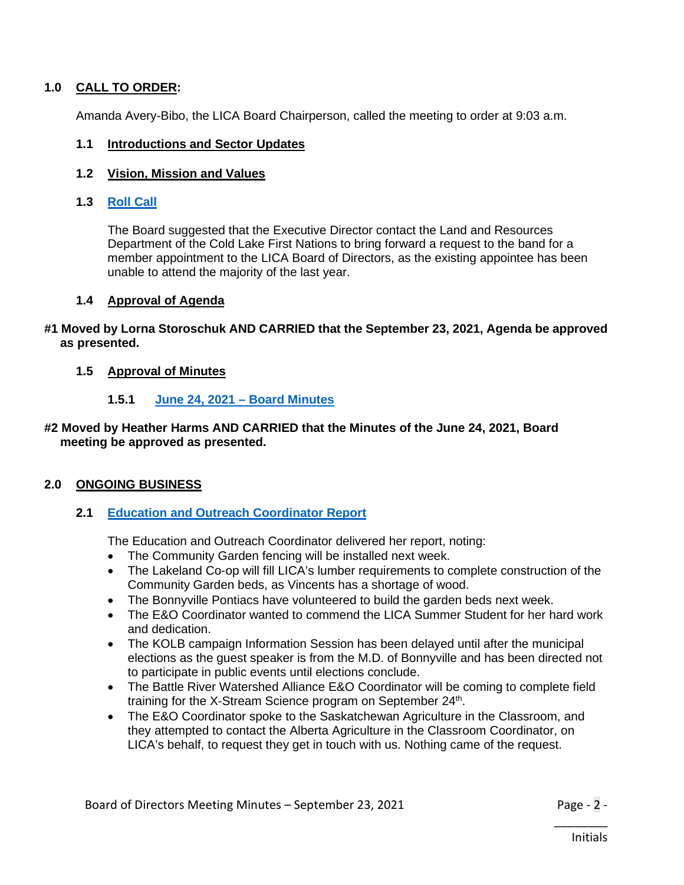## 1.0 CALL TO ORDER:

Amanda Avery-Bibo, the LICA Board Chairperson, called the meeting to order at 9:03 a.m.

### 1.1 Introductions and Sector Updates

### 1.2 Vision, Mission and Values

### 1.3 Roll Call

The Board suggested that the Executive Director contact the Land and Resources Department of the Cold Lake First Nations to bring forward a request to the band for a member appointment to the LICA Board of Directors, as the existing appointee has been unable to attend the majority of the last year.

### 1.4 Approval of Agenda

**#1 Moved by Lorna Storoschuk AND CARRIED that the September 23, 2021, Agenda be approved as presented.**

### 1.5 Approval of Minutes

#### 1.5.1 June 24, 2021 – Board Minutes

**#2 Moved by Heather Harms AND CARRIED that the Minutes of the June 24, 2021, Board meeting be approved as presented.**

## 2.0 ONGOING BUSINESS

### 2.1 Education and Outreach Coordinator Report

The Education and Outreach Coordinator delivered her report, noting:

- The Community Garden fencing will be installed next week.
- The Lakeland Co-op will fill LICA's lumber requirements to complete construction of the Community Garden beds, as Vincents has a shortage of wood.
- The Bonnyville Pontiacs have volunteered to build the garden beds next week.
- The E&O Coordinator wanted to commend the LICA Summer Student for her hard work and dedication.
- The KOLB campaign Information Session has been delayed until after the municipal elections as the guest speaker is from the M.D. of Bonnyville and has been directed not to participate in public events until elections conclude.
- The Battle River Watershed Alliance E&O Coordinator will be coming to complete field training for the X-Stream Science program on September 24th.
- The E&O Coordinator spoke to the Saskatchewan Agriculture in the Classroom, and they attempted to contact the Alberta Agriculture in the Classroom Coordinator, on LICA's behalf, to request they get in touch with us. Nothing came of the request.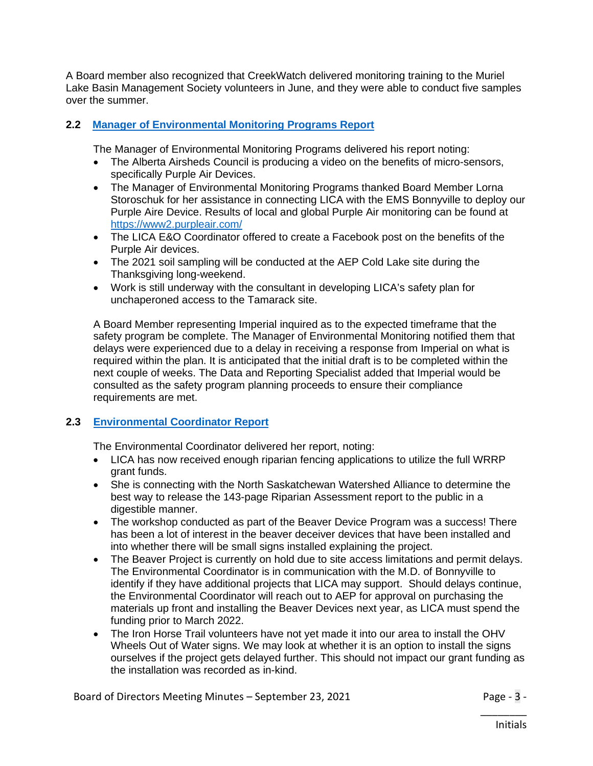A Board member also recognized that CreekWatch delivered monitoring training to the Muriel Lake Basin Management Society volunteers in June, and they were able to conduct five samples over the summer.

### 2.2 [Manager of Environmental Monitoring Programs Report]

The Manager of Environmental Monitoring Programs delivered his report noting:

- The Alberta Airsheds Council is producing a video on the benefits of micro-sensors, specifically Purple Air Devices.
- The Manager of Environmental Monitoring Programs thanked Board Member Lorna Storoschuk for her assistance in connecting LICA with the EMS Bonnyville to deploy our Purple Aire Device. Results of local and global Purple Air monitoring can be found at https://www2.purpleair.com/
- The LICA E&O Coordinator offered to create a Facebook post on the benefits of the Purple Air devices.
- The 2021 soil sampling will be conducted at the AEP Cold Lake site during the Thanksgiving long-weekend.
- Work is still underway with the consultant in developing LICA's safety plan for unchaperoned access to the Tamarack site.

A Board Member representing Imperial inquired as to the expected timeframe that the safety program be complete. The Manager of Environmental Monitoring notified them that delays were experienced due to a delay in receiving a response from Imperial on what is required within the plan. It is anticipated that the initial draft is to be completed within the next couple of weeks. The Data and Reporting Specialist added that Imperial would be consulted as the safety program planning proceeds to ensure their compliance requirements are met.

### 2.3 [Environmental Coordinator Report]

The Environmental Coordinator delivered her report, noting:

- LICA has now received enough riparian fencing applications to utilize the full WRRP grant funds.
- She is connecting with the North Saskatchewan Watershed Alliance to determine the best way to release the 143-page Riparian Assessment report to the public in a digestible manner.
- The workshop conducted as part of the Beaver Device Program was a success! There has been a lot of interest in the beaver deceiver devices that have been installed and into whether there will be small signs installed explaining the project.
- The Beaver Project is currently on hold due to site access limitations and permit delays. The Environmental Coordinator is in communication with the M.D. of Bonnyville to identify if they have additional projects that LICA may support. Should delays continue, the Environmental Coordinator will reach out to AEP for approval on purchasing the materials up front and installing the Beaver Devices next year, as LICA must spend the funding prior to March 2022.
- The Iron Horse Trail volunteers have not yet made it into our area to install the OHV Wheels Out of Water signs. We may look at whether it is an option to install the signs ourselves if the project gets delayed further. This should not impact our grant funding as the installation was recorded as in-kind.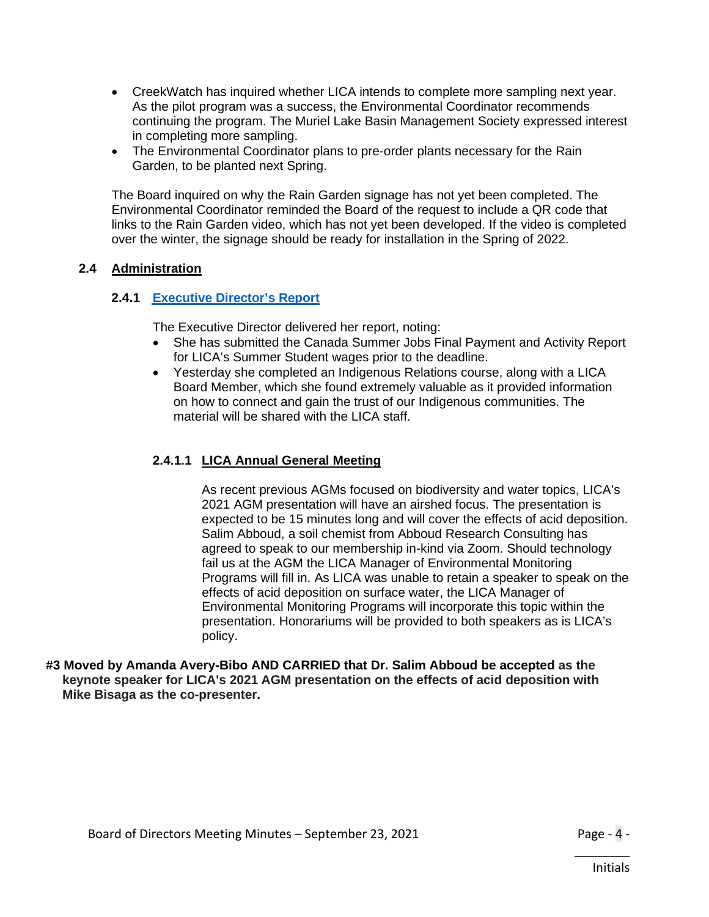- CreekWatch has inquired whether LICA intends to complete more sampling next year. As the pilot program was a success, the Environmental Coordinator recommends continuing the program. The Muriel Lake Basin Management Society expressed interest in completing more sampling.
- The Environmental Coordinator plans to pre-order plants necessary for the Rain Garden, to be planted next Spring.

The Board inquired on why the Rain Garden signage has not yet been completed. The Environmental Coordinator reminded the Board of the request to include a QR code that links to the Rain Garden video, which has not yet been developed. If the video is completed over the winter, the signage should be ready for installation in the Spring of 2022.

### 2.4 Administration

#### 2.4.1 Executive Director's Report

The Executive Director delivered her report, noting:

- She has submitted the Canada Summer Jobs Final Payment and Activity Report for LICA's Summer Student wages prior to the deadline.
- Yesterday she completed an Indigenous Relations course, along with a LICA Board Member, which she found extremely valuable as it provided information on how to connect and gain the trust of our Indigenous communities. The material will be shared with the LICA staff.

##### 2.4.1.1 LICA Annual General Meeting

As recent previous AGMs focused on biodiversity and water topics, LICA's 2021 AGM presentation will have an airshed focus. The presentation is expected to be 15 minutes long and will cover the effects of acid deposition. Salim Abboud, a soil chemist from Abboud Research Consulting has agreed to speak to our membership in-kind via Zoom. Should technology fail us at the AGM the LICA Manager of Environmental Monitoring Programs will fill in. As LICA was unable to retain a speaker to speak on the effects of acid deposition on surface water, the LICA Manager of Environmental Monitoring Programs will incorporate this topic within the presentation. Honorariums will be provided to both speakers as is LICA's policy.

**#3 Moved by Amanda Avery-Bibo AND CARRIED that Dr. Salim Abboud be accepted as the keynote speaker for LICA's 2021 AGM presentation on the effects of acid deposition with Mike Bisaga as the co-presenter.**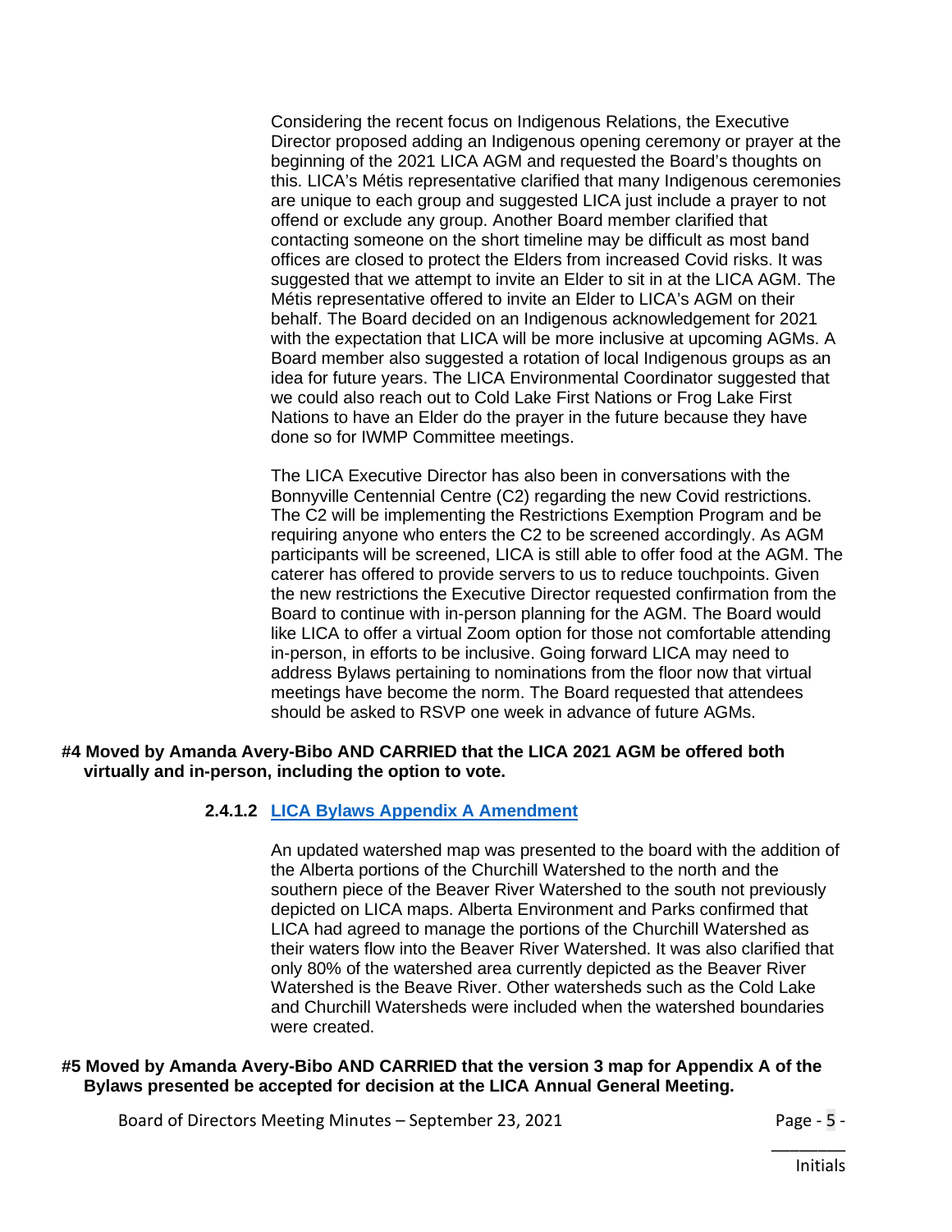Considering the recent focus on Indigenous Relations, the Executive Director proposed adding an Indigenous opening ceremony or prayer at the beginning of the 2021 LICA AGM and requested the Board's thoughts on this. LICA's Métis representative clarified that many Indigenous ceremonies are unique to each group and suggested LICA just include a prayer to not offend or exclude any group. Another Board member clarified that contacting someone on the short timeline may be difficult as most band offices are closed to protect the Elders from increased Covid risks. It was suggested that we attempt to invite an Elder to sit in at the LICA AGM. The Métis representative offered to invite an Elder to LICA's AGM on their behalf. The Board decided on an Indigenous acknowledgement for 2021 with the expectation that LICA will be more inclusive at upcoming AGMs. A Board member also suggested a rotation of local Indigenous groups as an idea for future years. The LICA Environmental Coordinator suggested that we could also reach out to Cold Lake First Nations or Frog Lake First Nations to have an Elder do the prayer in the future because they have done so for IWMP Committee meetings.

The LICA Executive Director has also been in conversations with the Bonnyville Centennial Centre (C2) regarding the new Covid restrictions. The C2 will be implementing the Restrictions Exemption Program and be requiring anyone who enters the C2 to be screened accordingly. As AGM participants will be screened, LICA is still able to offer food at the AGM. The caterer has offered to provide servers to us to reduce touchpoints. Given the new restrictions the Executive Director requested confirmation from the Board to continue with in-person planning for the AGM. The Board would like LICA to offer a virtual Zoom option for those not comfortable attending in-person, in efforts to be inclusive. Going forward LICA may need to address Bylaws pertaining to nominations from the floor now that virtual meetings have become the norm. The Board requested that attendees should be asked to RSVP one week in advance of future AGMs.

**#4 Moved by Amanda Avery-Bibo AND CARRIED that the LICA 2021 AGM be offered both virtually and in-person, including the option to vote.**

**2.4.1.2 LICA Bylaws Appendix A Amendment**

An updated watershed map was presented to the board with the addition of the Alberta portions of the Churchill Watershed to the north and the southern piece of the Beaver River Watershed to the south not previously depicted on LICA maps. Alberta Environment and Parks confirmed that LICA had agreed to manage the portions of the Churchill Watershed as their waters flow into the Beaver River Watershed. It was also clarified that only 80% of the watershed area currently depicted as the Beaver River Watershed is the Beave River. Other watersheds such as the Cold Lake and Churchill Watersheds were included when the watershed boundaries were created.

**#5 Moved by Amanda Avery-Bibo AND CARRIED that the version 3 map for Appendix A of the Bylaws presented be accepted for decision at the LICA Annual General Meeting.**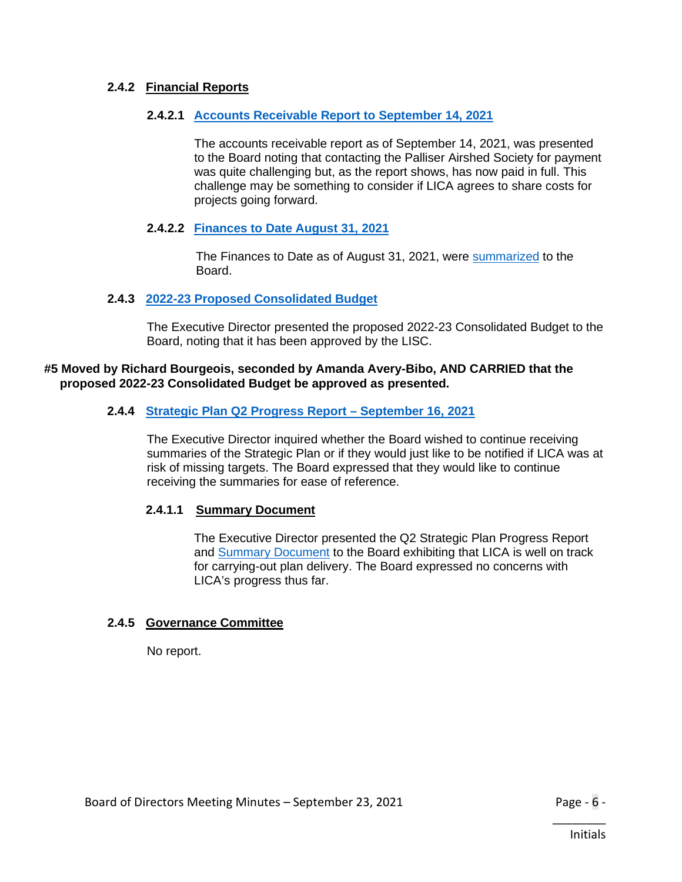### 2.4.2 Financial Reports

#### 2.4.2.1 Accounts Receivable Report to September 14, 2021

The accounts receivable report as of September 14, 2021, was presented to the Board noting that contacting the Palliser Airshed Society for payment was quite challenging but, as the report shows, has now paid in full. This challenge may be something to consider if LICA agrees to share costs for projects going forward.

#### 2.4.2.2 Finances to Date August 31, 2021

The Finances to Date as of August 31, 2021, were summarized to the Board.

### 2.4.3 2022-23 Proposed Consolidated Budget

The Executive Director presented the proposed 2022-23 Consolidated Budget to the Board, noting that it has been approved by the LISC.

**#5 Moved by Richard Bourgeois, seconded by Amanda Avery-Bibo, AND CARRIED that the proposed 2022-23 Consolidated Budget be approved as presented.**

### 2.4.4 Strategic Plan Q2 Progress Report – September 16, 2021

The Executive Director inquired whether the Board wished to continue receiving summaries of the Strategic Plan or if they would just like to be notified if LICA was at risk of missing targets. The Board expressed that they would like to continue receiving the summaries for ease of reference.

#### 2.4.1.1 Summary Document

The Executive Director presented the Q2 Strategic Plan Progress Report and Summary Document to the Board exhibiting that LICA is well on track for carrying-out plan delivery. The Board expressed no concerns with LICA's progress thus far.

### 2.4.5 Governance Committee

No report.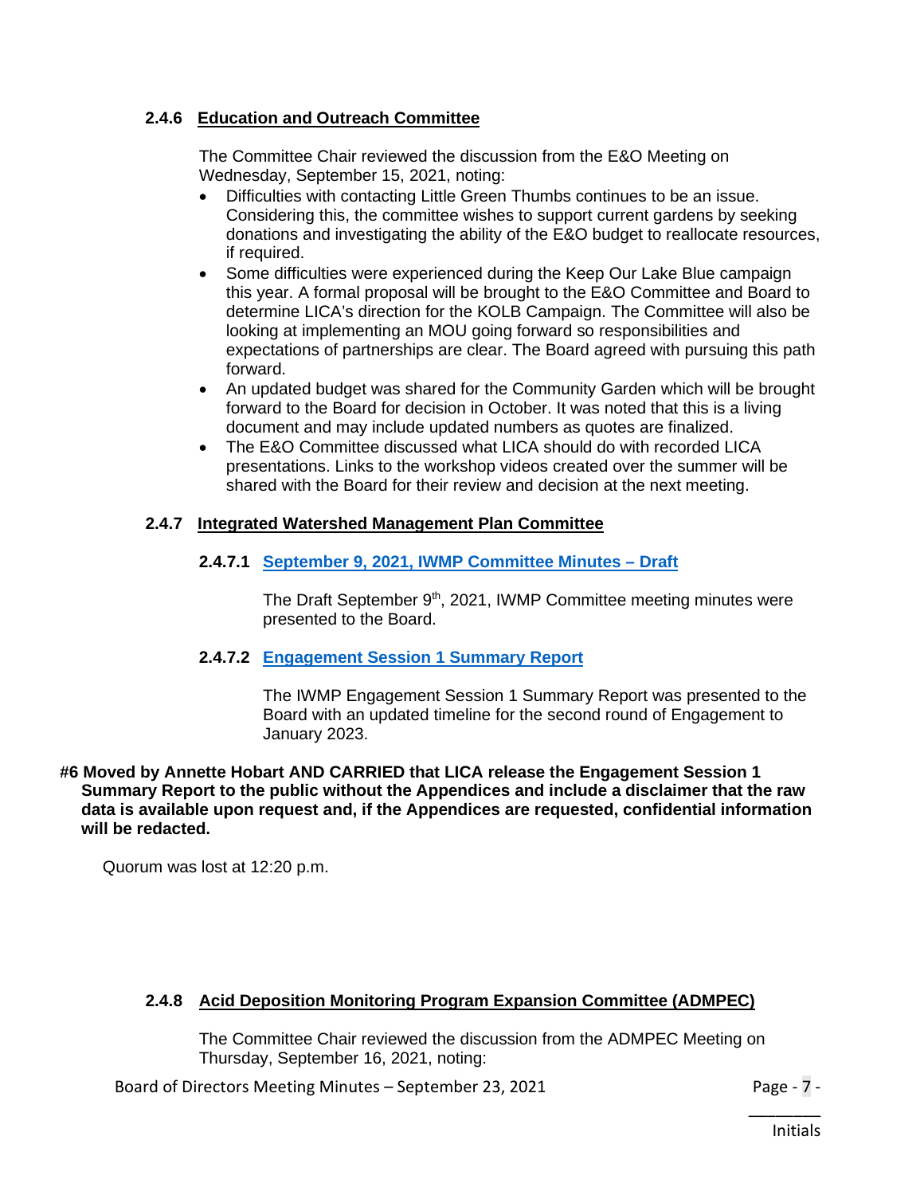#### 2.4.6 Education and Outreach Committee

The Committee Chair reviewed the discussion from the E&O Meeting on Wednesday, September 15, 2021, noting:

- Difficulties with contacting Little Green Thumbs continues to be an issue. Considering this, the committee wishes to support current gardens by seeking donations and investigating the ability of the E&O budget to reallocate resources, if required.
- Some difficulties were experienced during the Keep Our Lake Blue campaign this year. A formal proposal will be brought to the E&O Committee and Board to determine LICA's direction for the KOLB Campaign. The Committee will also be looking at implementing an MOU going forward so responsibilities and expectations of partnerships are clear. The Board agreed with pursuing this path forward.
- An updated budget was shared for the Community Garden which will be brought forward to the Board for decision in October. It was noted that this is a living document and may include updated numbers as quotes are finalized.
- The E&O Committee discussed what LICA should do with recorded LICA presentations. Links to the workshop videos created over the summer will be shared with the Board for their review and decision at the next meeting.

#### 2.4.7 Integrated Watershed Management Plan Committee

##### 2.4.7.1 September 9, 2021, IWMP Committee Minutes – Draft

The Draft September 9th, 2021, IWMP Committee meeting minutes were presented to the Board.

##### 2.4.7.2 Engagement Session 1 Summary Report

The IWMP Engagement Session 1 Summary Report was presented to the Board with an updated timeline for the second round of Engagement to January 2023.

**#6 Moved by Annette Hobart AND CARRIED that LICA release the Engagement Session 1 Summary Report to the public without the Appendices and include a disclaimer that the raw data is available upon request and, if the Appendices are requested, confidential information will be redacted.**

Quorum was lost at 12:20 p.m.

#### 2.4.8 Acid Deposition Monitoring Program Expansion Committee (ADMPEC)

The Committee Chair reviewed the discussion from the ADMPEC Meeting on Thursday, September 16, 2021, noting: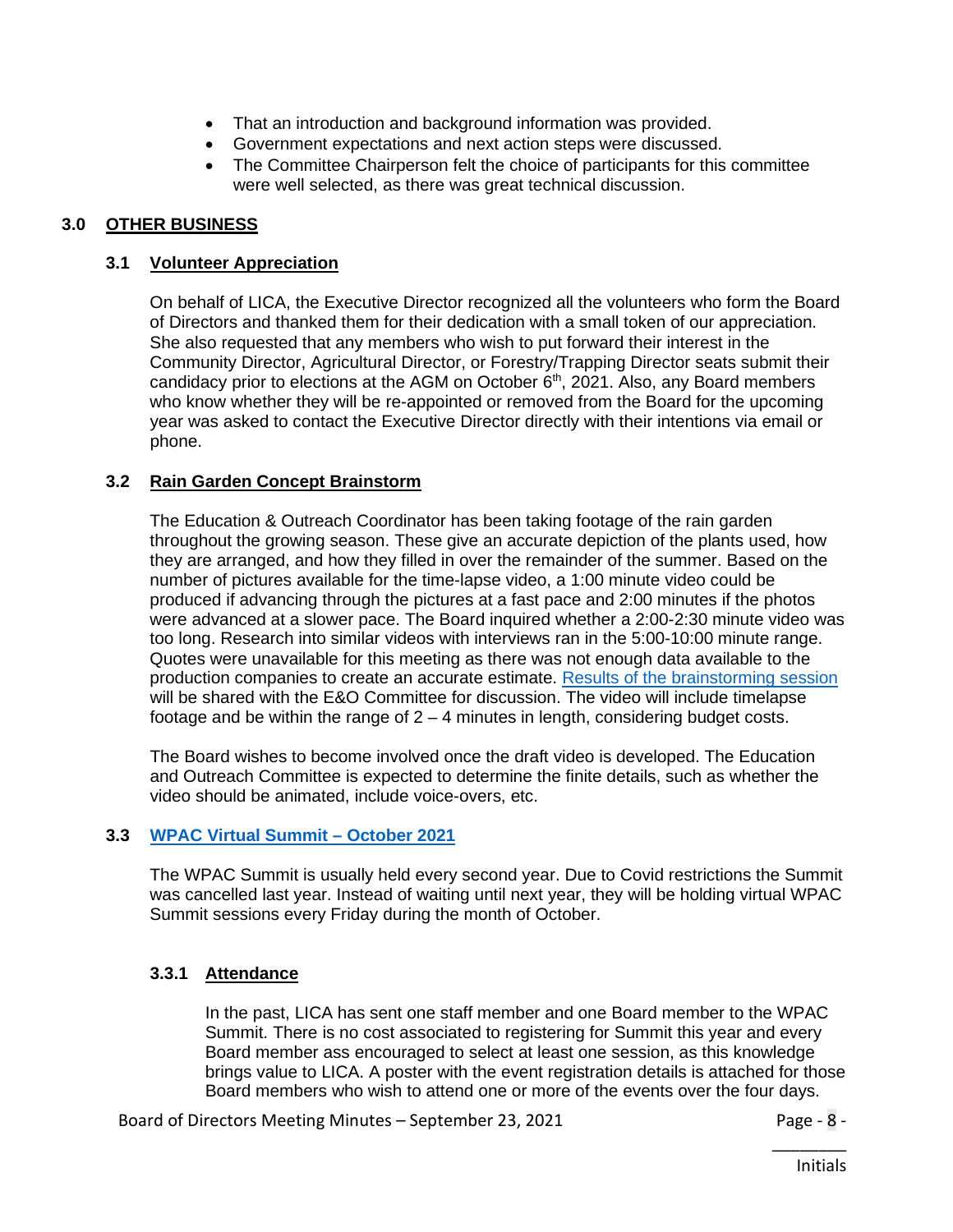- That an introduction and background information was provided.
- Government expectations and next action steps were discussed.
- The Committee Chairperson felt the choice of participants for this committee were well selected, as there was great technical discussion.

## 3.0 OTHER BUSINESS

### 3.1 Volunteer Appreciation

On behalf of LICA, the Executive Director recognized all the volunteers who form the Board of Directors and thanked them for their dedication with a small token of our appreciation. She also requested that any members who wish to put forward their interest in the Community Director, Agricultural Director, or Forestry/Trapping Director seats submit their candidacy prior to elections at the AGM on October 6th, 2021. Also, any Board members who know whether they will be re-appointed or removed from the Board for the upcoming year was asked to contact the Executive Director directly with their intentions via email or phone.

### 3.2 Rain Garden Concept Brainstorm

The Education & Outreach Coordinator has been taking footage of the rain garden throughout the growing season. These give an accurate depiction of the plants used, how they are arranged, and how they filled in over the remainder of the summer. Based on the number of pictures available for the time-lapse video, a 1:00 minute video could be produced if advancing through the pictures at a fast pace and 2:00 minutes if the photos were advanced at a slower pace. The Board inquired whether a 2:00-2:30 minute video was too long. Research into similar videos with interviews ran in the 5:00-10:00 minute range. Quotes were unavailable for this meeting as there was not enough data available to the production companies to create an accurate estimate. Results of the brainstorming session will be shared with the E&O Committee for discussion. The video will include timelapse footage and be within the range of 2 – 4 minutes in length, considering budget costs.

The Board wishes to become involved once the draft video is developed. The Education and Outreach Committee is expected to determine the finite details, such as whether the video should be animated, include voice-overs, etc.

### 3.3 WPAC Virtual Summit – October 2021

The WPAC Summit is usually held every second year. Due to Covid restrictions the Summit was cancelled last year. Instead of waiting until next year, they will be holding virtual WPAC Summit sessions every Friday during the month of October.

#### 3.3.1 Attendance

In the past, LICA has sent one staff member and one Board member to the WPAC Summit. There is no cost associated to registering for Summit this year and every Board member ass encouraged to select at least one session, as this knowledge brings value to LICA. A poster with the event registration details is attached for those Board members who wish to attend one or more of the events over the four days.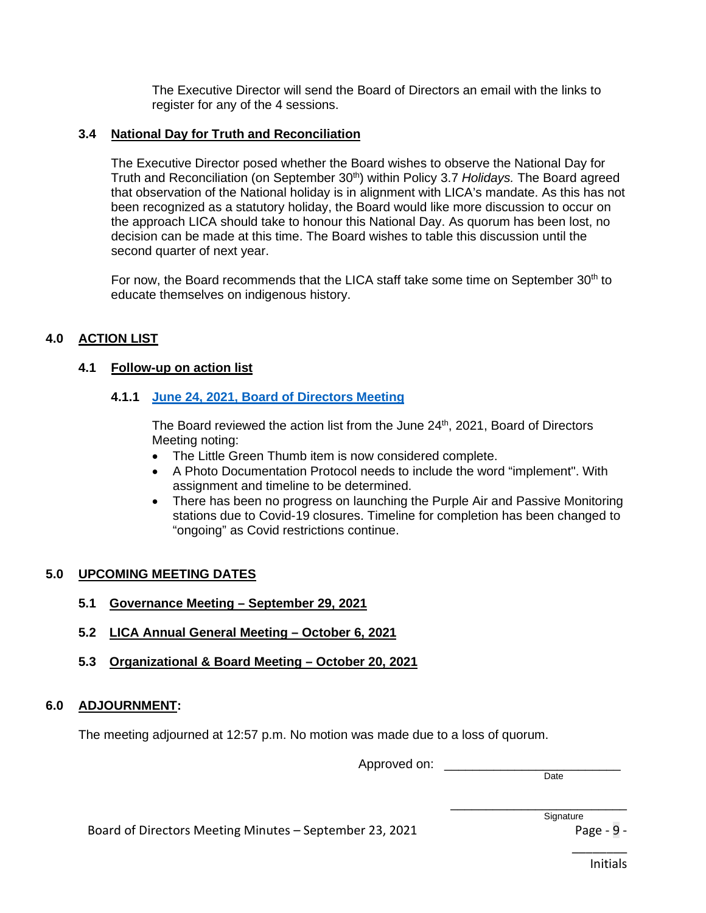The Executive Director will send the Board of Directors an email with the links to register for any of the 4 sessions.

### 3.4 National Day for Truth and Reconciliation

The Executive Director posed whether the Board wishes to observe the National Day for Truth and Reconciliation (on September 30th) within Policy 3.7 *Holidays.* The Board agreed that observation of the National holiday is in alignment with LICA's mandate. As this has not been recognized as a statutory holiday, the Board would like more discussion to occur on the approach LICA should take to honour this National Day. As quorum has been lost, no decision can be made at this time. The Board wishes to table this discussion until the second quarter of next year.

For now, the Board recommends that the LICA staff take some time on September 30th to educate themselves on indigenous history.

## 4.0 ACTION LIST

### 4.1 Follow-up on action list

#### 4.1.1 June 24, 2021, Board of Directors Meeting

The Board reviewed the action list from the June 24th, 2021, Board of Directors Meeting noting:

- The Little Green Thumb item is now considered complete.
- A Photo Documentation Protocol needs to include the word "implement". With assignment and timeline to be determined.
- There has been no progress on launching the Purple Air and Passive Monitoring stations due to Covid-19 closures. Timeline for completion has been changed to "ongoing" as Covid restrictions continue.

## 5.0 UPCOMING MEETING DATES

### 5.1 Governance Meeting – September 29, 2021

### 5.2 LICA Annual General Meeting – October 6, 2021

### 5.3 Organizational & Board Meeting – October 20, 2021

## 6.0 ADJOURNMENT:

The meeting adjourned at 12:57 p.m. No motion was made due to a loss of quorum.

Approved on: ______________________
Date

______________________
Signature

________
Initials